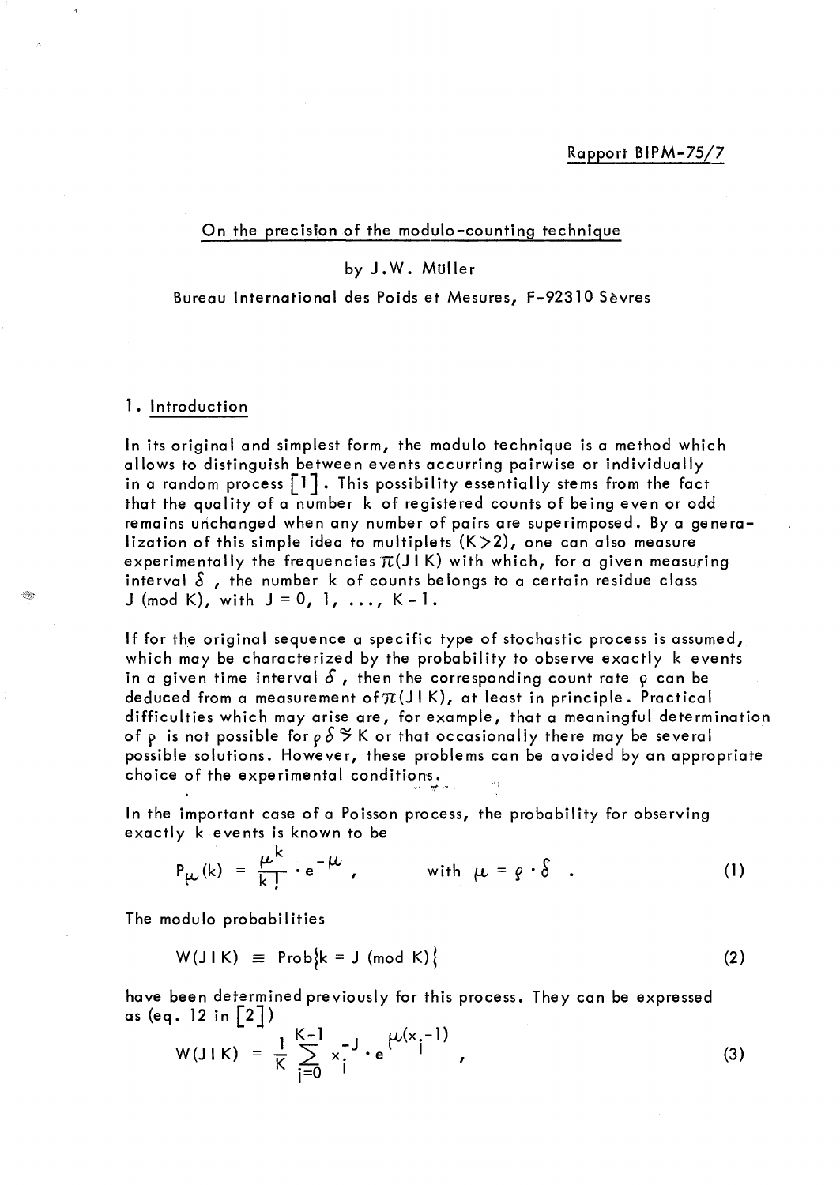Rapport BIPM-75/7

# On the precision of the modulo-counting technique

by J.W. Müller

Bureau International des Poids et Mesures, F-92310 Sèvres

## 1. Introduction

In its original and simplest form, the modulo technique is a method which allows to distinguish between events accurring pairwise or individually in a random process [1]. This possibility essentially stems from the fact that the quality of a number k of registered counts of being even or odd remains unchanged when any number of pairs are superimposed. By a generalization of this simple idea to multiplets ($K > 2$), one can also measure experimentally the frequencies $\pi(J\,|\,K)$ with which, for a given measuring interval $\delta$, the number k of counts belongs to a certain residue class J (mod K), with $J = 0, 1, \ldots, K-1$.

If for the original sequence a specific type of stochastic process is assumed, which may be characterized by the probability to observe exactly k events in a given time interval $\delta$, then the corresponding count rate $\rho$ can be deduced from a measurement of $\pi(J\,|\,K)$, at least in principle. Practical difficulties which may arise are, for example, that a meaningful determination of $\rho$ is not possible for $\rho\,\delta \gtrsim K$ or that occasionally there may be several possible solutions. However, these problems can be avoided by an appropriate choice of the experimental conditions.

In the important case of a Poisson process, the probability for observing exactly k events is known to be

$$P_{\mu}(k) = \frac{\mu^k}{k!} \cdot e^{-\mu} , \qquad \text{with } \mu = \rho \cdot \delta . \tag{1}$$

The modulo probabilities

$$W(J\,|\,K) \equiv \text{Prob}\{k = J \ (\text{mod } K)\} \tag{2}$$

have been determined previously for this process. They can be expressed as (eq. 12 in [2])

$$W(J\,|\,K) = \frac{1}{K} \sum_{i=0}^{K-1} x_i^{-J} \cdot e^{\mu(x_i - 1)} , \tag{3}$$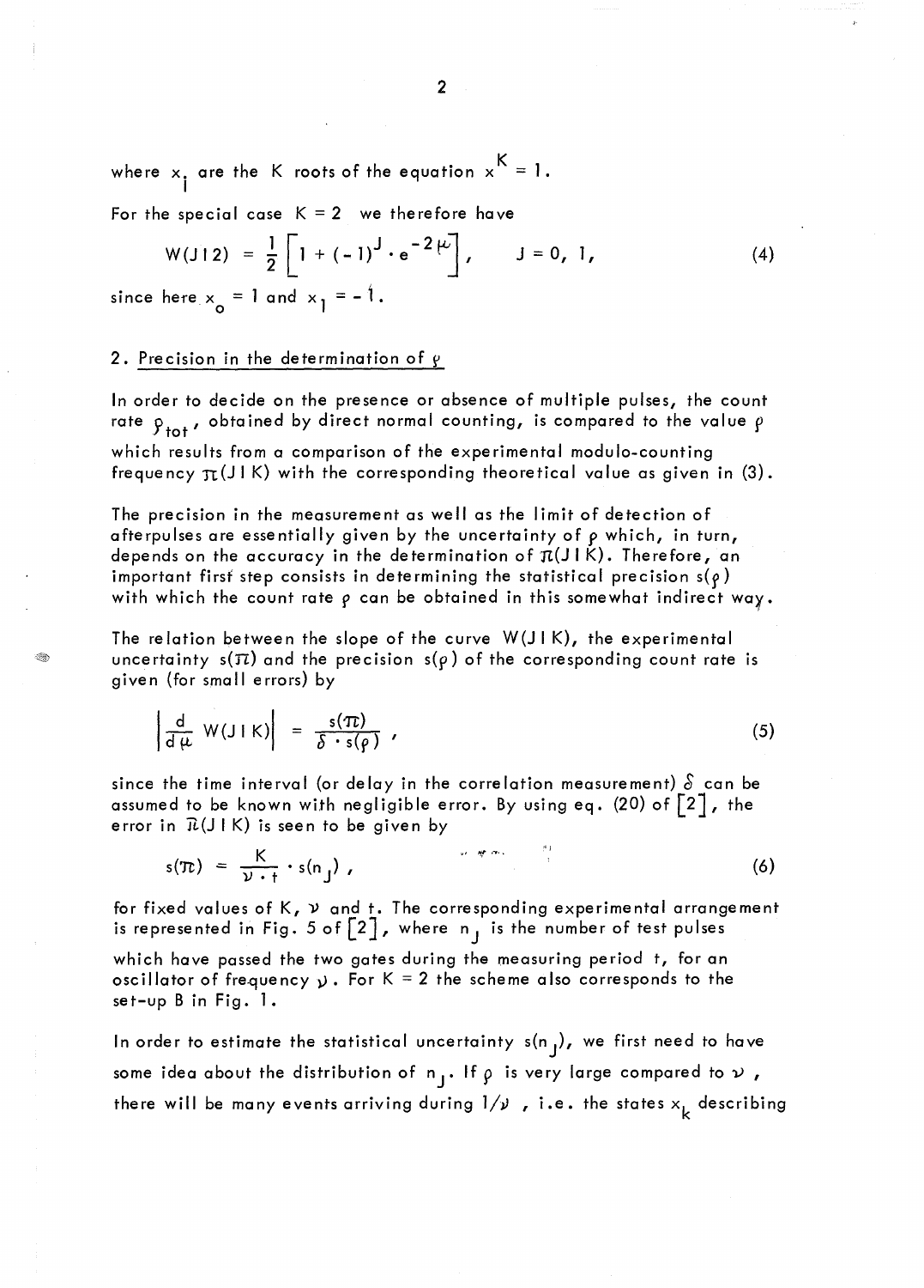where $x_i$ are the K roots of the equation $x^K = 1$.

For the special case $K = 2$ we therefore have

$$W(J\,|\,2) = \frac{1}{2}\left[1 + (-1)^J \cdot e^{-2\mu}\right], \qquad J = 0, 1, \tag{4}$$

since here $x_o = 1$ and $x_1 = -1$.

## 2. Precision in the determination of $\rho$

In order to decide on the presence or absence of multiple pulses, the count rate $\rho_{tot}$, obtained by direct normal counting, is compared to the value $\rho$ which results from a comparison of the experimental modulo-counting frequency $\pi(J\,|\,K)$ with the corresponding theoretical value as given in (3).

The precision in the measurement as well as the limit of detection of afterpulses are essentially given by the uncertainty of $\rho$ which, in turn, depends on the accuracy in the determination of $\pi(J\,|\,K)$. Therefore, an important first step consists in determining the statistical precision $s(\rho)$ with which the count rate $\rho$ can be obtained in this somewhat indirect way.

The relation between the slope of the curve $W(J\,|\,K)$, the experimental uncertainty $s(\pi)$ and the precision $s(\rho)$ of the corresponding count rate is given (for small errors) by

$$\left|\frac{d}{d\mu}\, W(J\,|\,K)\right| = \frac{s(\pi)}{\delta \cdot s(\rho)}\,, \tag{5}$$

since the time interval (or delay in the correlation measurement) $\delta$ can be assumed to be known with negligible error. By using eq. (20) of [2], the error in $\pi(J\,|\,K)$ is seen to be given by

$$s(\pi) = \frac{K}{\nu \cdot t} \cdot s(n_J)\,, \tag{6}$$

for fixed values of K, $\nu$ and t. The corresponding experimental arrangement is represented in Fig. 5 of [2], where $n_J$ is the number of test pulses which have passed the two gates during the measuring period t, for an oscillator of frequency $\nu$. For $K = 2$ the scheme also corresponds to the set-up B in Fig. 1.

In order to estimate the statistical uncertainty $s(n_J)$, we first need to have some idea about the distribution of $n_J$. If $\rho$ is very large compared to $\nu$, there will be many events arriving during $1/\nu$, i.e. the states $x_k$ describing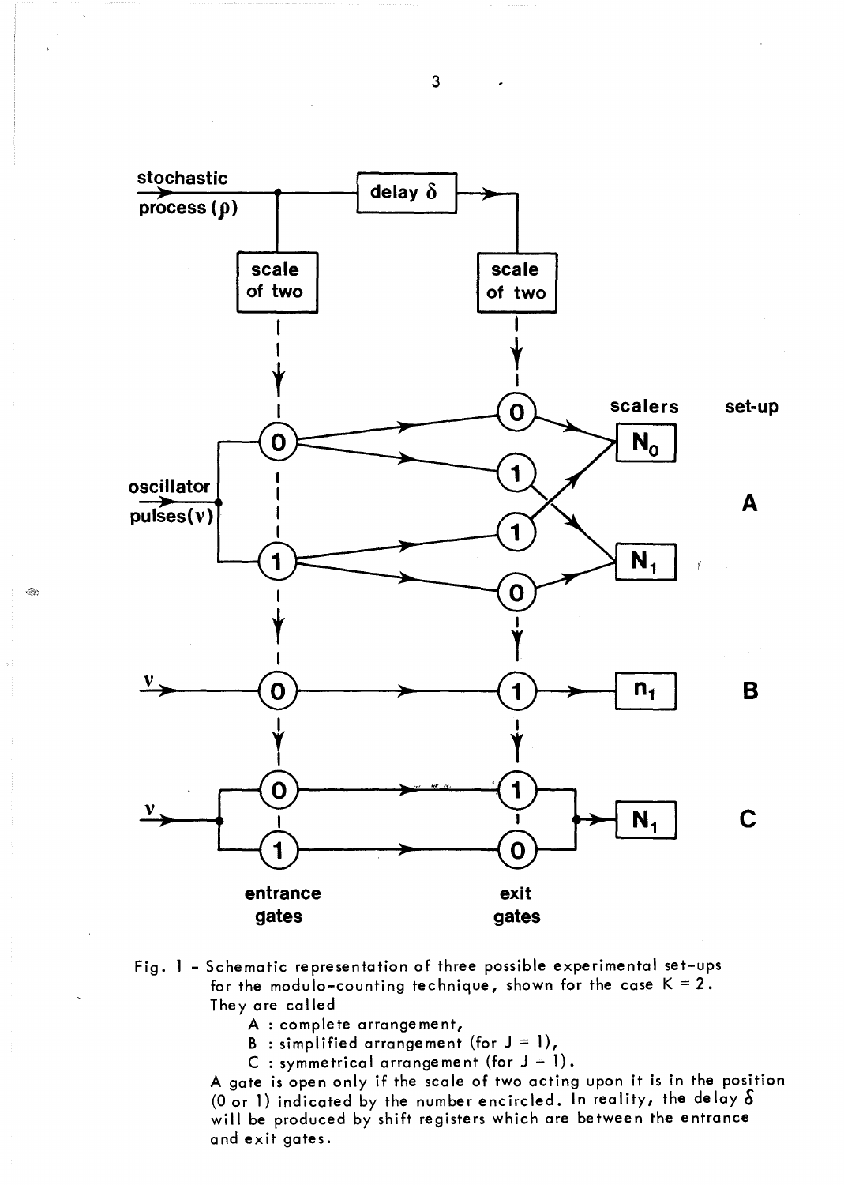Fig. 1 - Schematic representation of three possible experimental set-ups for the modulo-counting technique, shown for the case $K = 2$. They are called

A : complete arrangement,

B : simplified arrangement (for $J = 1$),

C : symmetrical arrangement (for $J = 1$).

A gate is open only if the scale of two acting upon it is in the position (0 or 1) indicated by the number encircled. In reality, the delay $\delta$ will be produced by shift registers which are between the entrance and exit gates.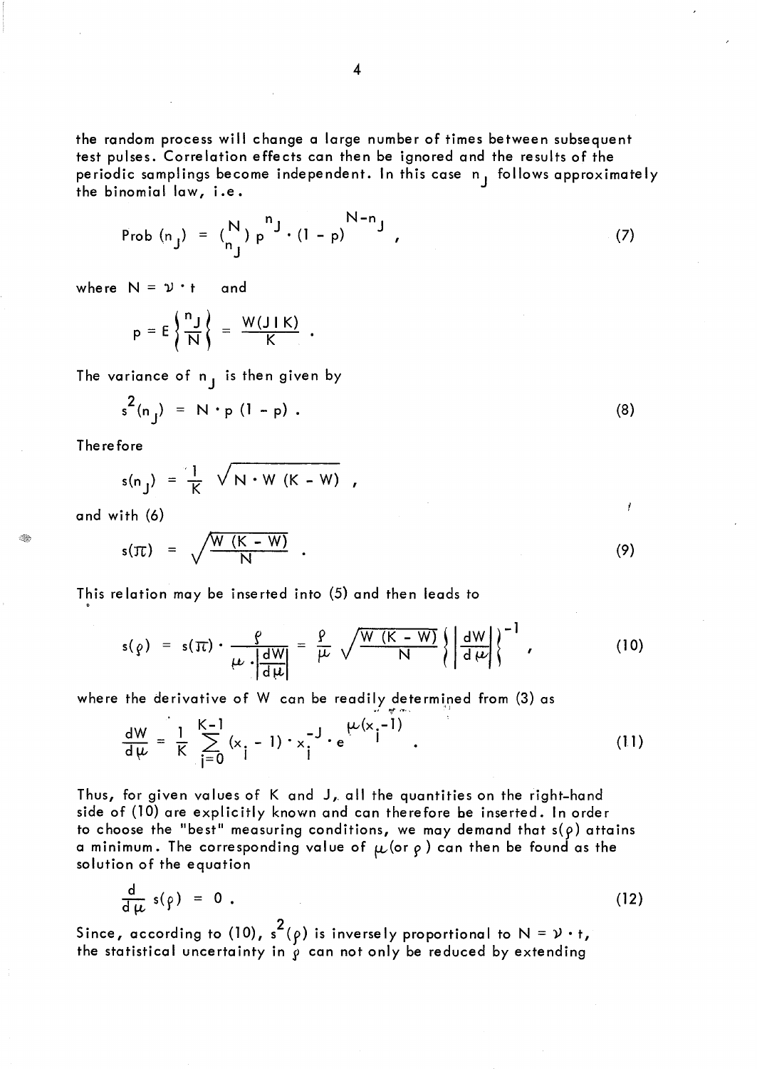the random process will change a large number of times between subsequent test pulses. Correlation effects can then be ignored and the results of the periodic samplings become independent. In this case $n_J$ follows approximately the binomial law, i.e.

$$\text{Prob}\,(n_J) = \binom{N}{n_J} p^{n_J} \cdot (1-p)^{N-n_J} , \tag{7}$$

where $N = \nu \cdot t$ and

$$p = E\left\{\frac{n_J}{N}\right\} = \frac{W(J\,|\,K)}{K} .$$

The variance of $n_J$ is then given by

$$s^2(n_J) = N \cdot p\,(1-p) . \tag{8}$$

Therefore

$$s(n_J) = \frac{1}{K}\sqrt{N \cdot W\,(K-W)} ,$$

and with (6)

$$s(\pi) = \sqrt{\frac{W\,(K-W)}{N}} . \tag{9}$$

This relation may be inserted into (5) and then leads to

$$s(\rho) = s(\pi) \cdot \frac{\rho}{\mu \cdot \left|\frac{dW}{d\mu}\right|} = \frac{\rho}{\mu}\sqrt{\frac{W\,(K-W)}{N}}\left\{\left|\frac{dW}{d\mu}\right|\right\}^{-1} , \tag{10}$$

where the derivative of $W$ can be readily determined from (3) as

$$\frac{dW}{d\mu} = \frac{1}{K}\sum_{i=0}^{K-1}(x_i - 1)\cdot x_i^{-J} \cdot e^{\mu(x_i - 1)} . \tag{11}$$

Thus, for given values of $K$ and $J$, all the quantities on the right-hand side of (10) are explicitly known and can therefore be inserted. In order to choose the "best" measuring conditions, we may demand that $s(\rho)$ attains a minimum. The corresponding value of $\mu$ (or $\rho$) can then be found as the solution of the equation

$$\frac{d}{d\mu}\, s(\rho) = 0 . \tag{12}$$

Since, according to (10), $s^2(\rho)$ is inversely proportional to $N = \nu \cdot t$, the statistical uncertainty in $\rho$ can not only be reduced by extending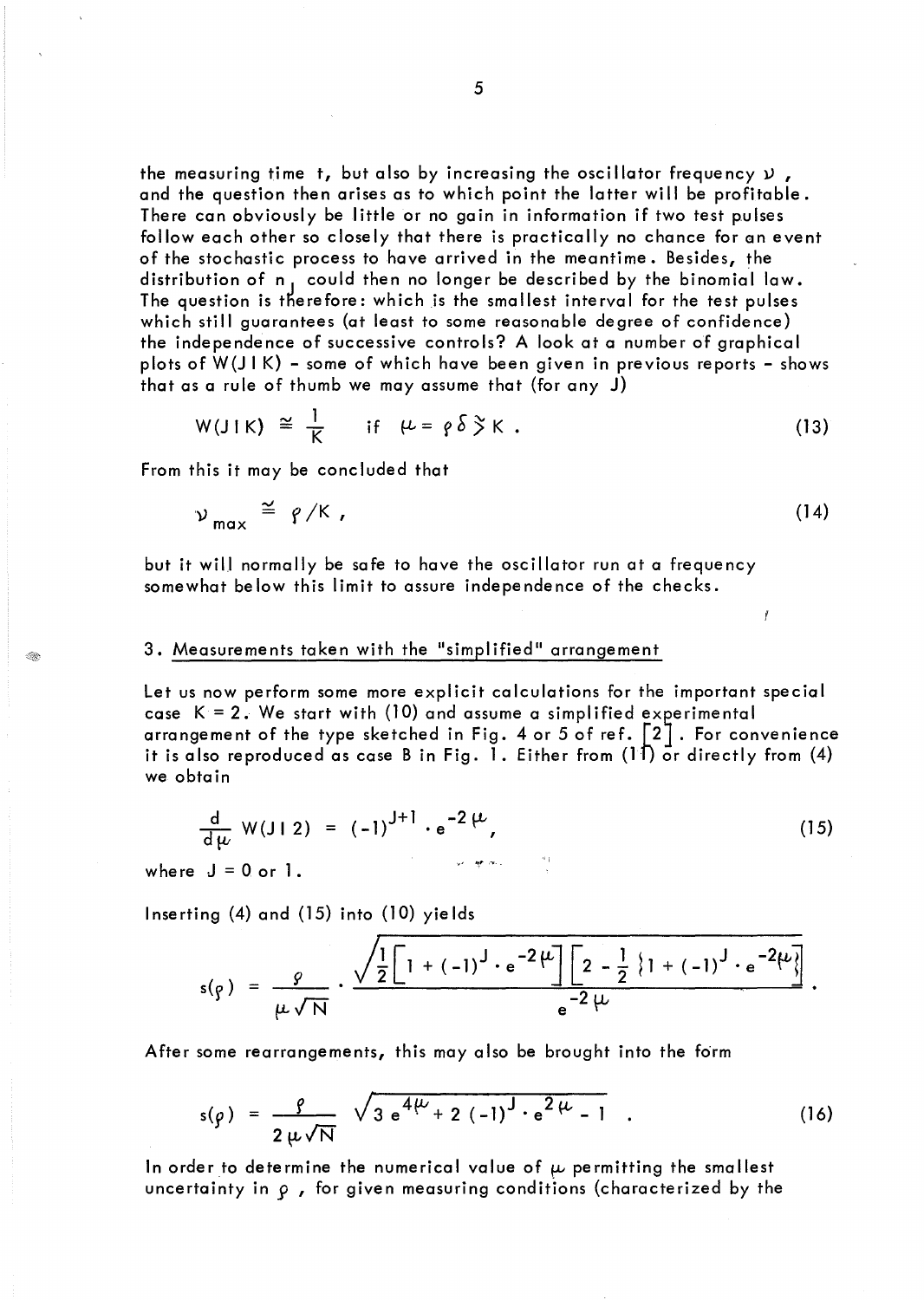the measuring time t, but also by increasing the oscillator frequency $\nu$, and the question then arises as to which point the latter will be profitable. There can obviously be little or no gain in information if two test pulses follow each other so closely that there is practically no chance for an event of the stochastic process to have arrived in the meantime. Besides, the distribution of $n_J$ could then no longer be described by the binomial law. The question is therefore: which is the smallest interval for the test pulses which still guarantees (at least to some reasonable degree of confidence) the independence of successive controls? A look at a number of graphical plots of $W(J \mid K)$ – some of which have been given in previous reports – shows that as a rule of thumb we may assume that (for any J)

$$W(J \mid K) \cong \frac{1}{K} \quad \text{if} \quad \mu = \rho \delta \gtrsim K \, . \tag{13}$$

From this it may be concluded that

$$\nu_{max} \cong \rho / K \, , \tag{14}$$

but it will normally be safe to have the oscillator run at a frequency somewhat below this limit to assure independence of the checks.

## 3. Measurements taken with the "simplified" arrangement

Let us now perform some more explicit calculations for the important special case $K = 2$. We start with (10) and assume a simplified experimental arrangement of the type sketched in Fig. 4 or 5 of ref. [2]. For convenience it is also reproduced as case B in Fig. 1. Either from (11) or directly from (4) we obtain

$$\frac{d}{d\mu} W(J \mid 2) = (-1)^{J+1} \cdot e^{-2\mu} , \tag{15}$$

where $J = 0$ or $1$.

Inserting (4) and (15) into (10) yields

$$s(\rho) = \frac{\rho}{\mu \sqrt{N}} \cdot \frac{\sqrt{\frac{1}{2}\left[1 + (-1)^J \cdot e^{-2\mu}\right]\left[2 - \frac{1}{2}\left\{1 + (-1)^J \cdot e^{-2\mu}\right\}\right]}}{e^{-2\mu}} \, .$$

After some rearrangements, this may also be brought into the form

$$s(\rho) = \frac{\rho}{2\mu\sqrt{N}} \sqrt{3\, e^{4\mu} + 2\,(-1)^J \cdot e^{2\mu} - 1} \; . \tag{16}$$

In order to determine the numerical value of $\mu$ permitting the smallest uncertainty in $\rho$, for given measuring conditions (characterized by the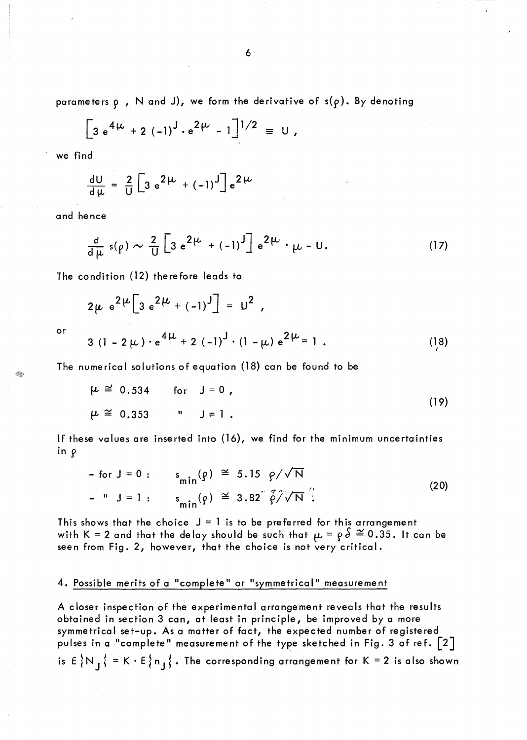parameters $\rho$ , N and J), we form the derivative of $s(\rho)$. By denoting

$$\left[3\, e^{4\mu} + 2\,(-1)^J \cdot e^{2\mu} - 1\right]^{1/2} \equiv U\,,$$

we find

$$\frac{dU}{d\mu} = \frac{2}{U}\left[3\, e^{2\mu} + (-1)^J\right] e^{2\mu}$$

and hence

$$\frac{d}{d\mu}\, s(\rho) \sim \frac{2}{U}\left[3\, e^{2\mu} + (-1)^J\right] e^{2\mu} \cdot \mu - U. \tag{17}$$

The condition (12) therefore leads to

$$2\mu\; e^{2\mu}\left[3\, e^{2\mu} + (-1)^J\right] = U^2\,,$$

or

$$3\,(1 - 2\mu) \cdot e^{4\mu} + 2\,(-1)^J \cdot (1 - \mu)\, e^{2\mu} = 1\,. \tag{18}$$

The numerical solutions of equation (18) can be found to be

$$\begin{aligned} \mu &\cong 0.534 \qquad \text{for} \quad J = 0\,, \\ \mu &\cong 0.353 \qquad \;\;" \quad\;\; J = 1\,. \end{aligned} \tag{19}$$

If these values are inserted into (16), we find for the minimum uncertainties in $\rho$

$$\begin{aligned} &- \text{for } J = 0: \qquad s_{min}(\rho) \cong 5.15\;\; \rho/\sqrt{N} \\ &- \;\;"\;\; J = 1: \qquad s_{min}(\rho) \cong 3.82\;\; \rho/\sqrt{N}\,. \end{aligned} \tag{20}$$

This shows that the choice J = 1 is to be preferred for this arrangement with K = 2 and that the delay should be such that $\mu = \rho\delta \cong 0.35$. It can be seen from Fig. 2, however, that the choice is not very critical.

## 4. Possible merits of a "complete" or "symmetrical" measurement

A closer inspection of the experimental arrangement reveals that the results obtained in section 3 can, at least in principle, be improved by a more symmetrical set-up. As a matter of fact, the expected number of registered pulses in a "complete" measurement of the type sketched in Fig. 3 of ref. [2] is $E\{N_J\} = K \cdot E\{n_J\}$. The corresponding arrangement for K = 2 is also shown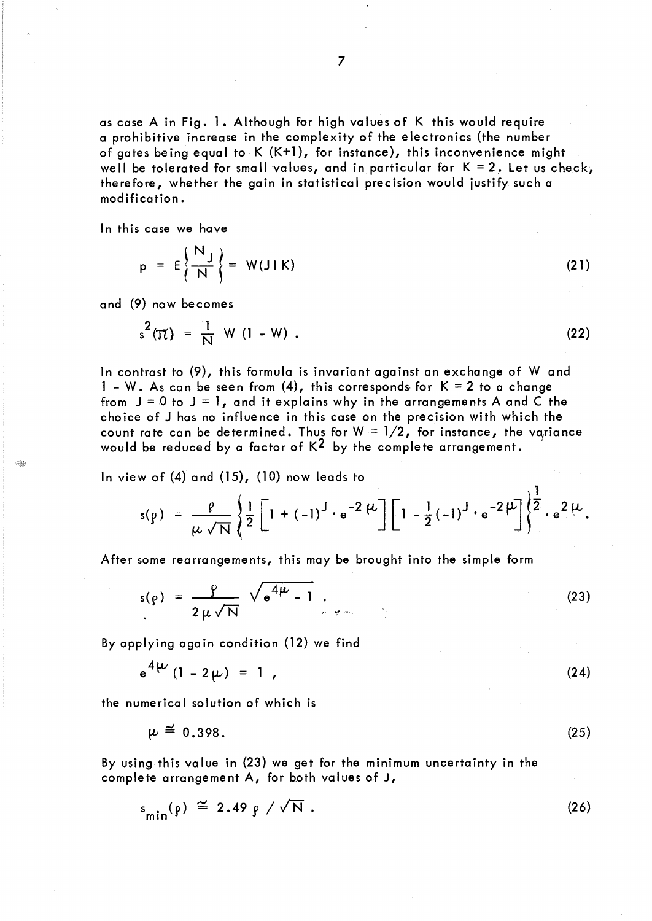as case A in Fig. 1. Although for high values of K this would require a prohibitive increase in the complexity of the electronics (the number of gates being equal to K (K+1), for instance), this inconvenience might well be tolerated for small values, and in particular for $K = 2$. Let us check, therefore, whether the gain in statistical precision would justify such a modification.

In this case we have

$$p = E\left\{\frac{N_J}{N}\right\} = W(J \mid K) \tag{21}$$

and (9) now becomes

$$s^2(\pi) = \frac{1}{N} W(1 - W) . \tag{22}$$

In contrast to (9), this formula is invariant against an exchange of W and $1 - W$. As can be seen from (4), this corresponds for $K = 2$ to a change from $J = 0$ to $J = 1$, and it explains why in the arrangements A and C the choice of J has no influence in this case on the precision with which the count rate can be determined. Thus for $W = 1/2$, for instance, the variance would be reduced by a factor of $K^2$ by the complete arrangement.

In view of (4) and (15), (10) now leads to

$$s(\rho) = \frac{\rho}{\mu\sqrt{N}} \left\{ \frac{1}{2} \left[ 1 + (-1)^J \cdot e^{-2\mu} \right] \left[ 1 - \frac{1}{2}(-1)^J \cdot e^{-2\mu} \right] \right\}^{\frac{1}{2}} \cdot e^{2\mu} .$$

After some rearrangements, this may be brought into the simple form

$$s(\rho) = \frac{\rho}{2\mu\sqrt{N}} \sqrt{e^{4\mu} - 1} . \tag{23}$$

By applying again condition (12) we find

$$e^{4\mu}(1 - 2\mu) = 1 , \tag{24}$$

the numerical solution of which is

$$\mu \cong 0.398. \tag{25}$$

By using this value in (23) we get for the minimum uncertainty in the complete arrangement A, for both values of J,

$$s_{min}(\rho) \cong 2.49\, \rho / \sqrt{N} . \tag{26}$$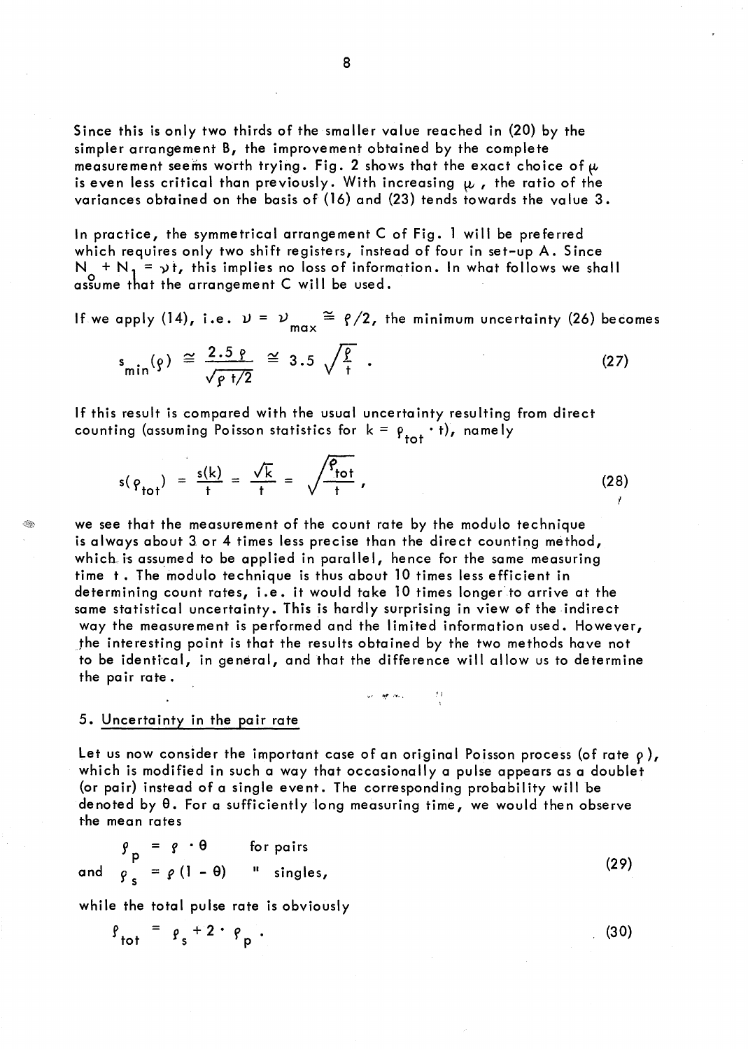Since this is only two thirds of the smaller value reached in (20) by the simpler arrangement B, the improvement obtained by the complete measurement seems worth trying. Fig. 2 shows that the exact choice of $\mu$ is even less critical than previously. With increasing $\mu$, the ratio of the variances obtained on the basis of (16) and (23) tends towards the value 3.

In practice, the symmetrical arrangement C of Fig. 1 will be preferred which requires only two shift registers, instead of four in set-up A. Since $N_o + N_1 = \nu t$, this implies no loss of information. In what follows we shall assume that the arrangement C will be used.

If we apply (14), i.e. $\nu = \nu_{max} \cong \rho/2$, the minimum uncertainty (26) becomes

$$s_{min}(\rho) \cong \frac{2.5\,\rho}{\sqrt{\rho\, t/2}} \cong 3.5\sqrt{\frac{\rho}{t}} \; . \tag{27}$$

If this result is compared with the usual uncertainty resulting from direct counting (assuming Poisson statistics for $k = \rho_{tot} \cdot t$), namely

$$s(\rho_{tot}) = \frac{s(k)}{t} = \frac{\sqrt{k}}{t} = \sqrt{\frac{\rho_{tot}}{t}} \, , \tag{28}$$

we see that the measurement of the count rate by the modulo technique is always about 3 or 4 times less precise than the direct counting method, which is assumed to be applied in parallel, hence for the same measuring time $t$. The modulo technique is thus about 10 times less efficient in determining count rates, i.e. it would take 10 times longer to arrive at the same statistical uncertainty. This is hardly surprising in view of the indirect way the measurement is performed and the limited information used. However, the interesting point is that the results obtained by the two methods have not to be identical, in general, and that the difference will allow us to determine the pair rate.

## 5. Uncertainty in the pair rate

Let us now consider the important case of an original Poisson process (of rate $\rho$), which is modified in such a way that occasionally a pulse appears as a doublet (or pair) instead of a single event. The corresponding probability will be denoted by $\theta$. For a sufficiently long measuring time, we would then observe the mean rates

$$\begin{aligned} \rho_p &= \rho \cdot \theta && \text{for pairs} \\ \text{and} \quad \rho_s &= \rho\,(1-\theta) && \text{" singles,} \end{aligned} \tag{29}$$

while the total pulse rate is obviously

$$\rho_{tot} = \rho_s + 2 \cdot \rho_p \, . \tag{30}$$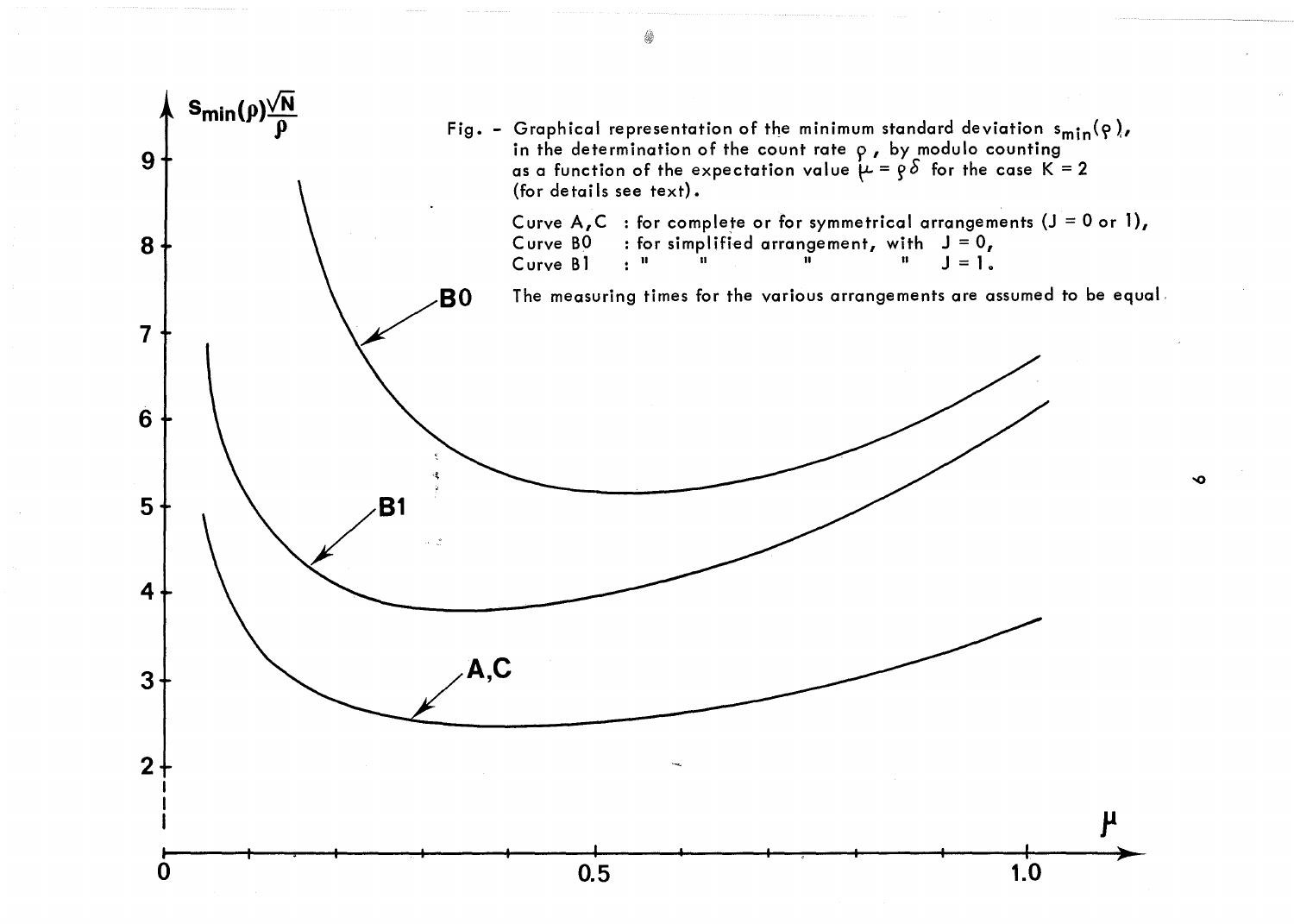Fig. - Graphical representation of the minimum standard deviation $s_{min}(\rho)$, in the determination of the count rate $\rho$, by modulo counting as a function of the expectation value $\mu = \rho\delta$ for the case $K = 2$ (for details see text).

Curve A, C : for complete or for symmetrical arrangements ($J = 0$ or $1$),
Curve B0 : for simplified arrangement, with $J = 0$,
Curve B1 : " " " " $J = 1$.

The measuring times for the various arrangements are assumed to be equal.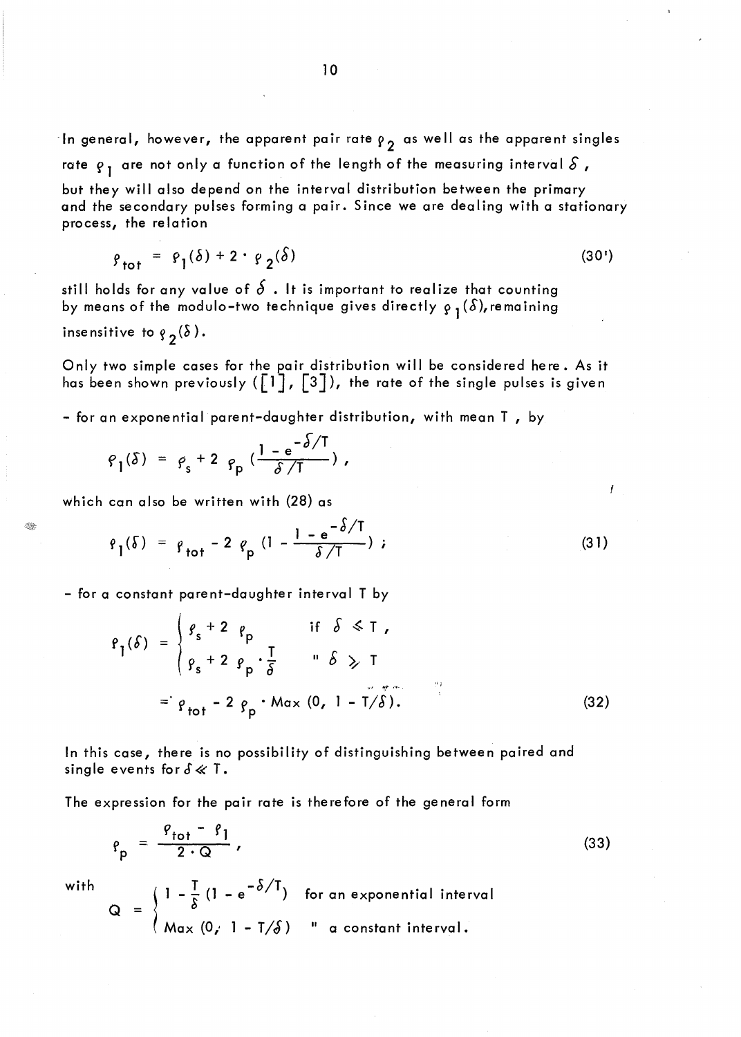In general, however, the apparent pair rate $\varrho_2$ as well as the apparent singles rate $\varrho_1$ are not only a function of the length of the measuring interval $\delta$, but they will also depend on the interval distribution between the primary and the secondary pulses forming a pair. Since we are dealing with a stationary process, the relation

$$\varrho_{tot} = \varrho_1(\delta) + 2 \cdot \varrho_2(\delta) \tag{30'}$$

still holds for any value of $\delta$. It is important to realize that counting by means of the modulo-two technique gives directly $\varrho_1(\delta)$, remaining insensitive to $\varrho_2(\delta)$.

Only two simple cases for the pair distribution will be considered here. As it has been shown previously ([1], [3]), the rate of the single pulses is given

- for an exponential parent-daughter distribution, with mean T, by

$$\varrho_1(\delta) = \varrho_s + 2\,\varrho_p\left(\frac{1 - e^{-\delta/T}}{\delta/T}\right),$$

which can also be written with (28) as

$$\varrho_1(\delta) = \varrho_{tot} - 2\,\varrho_p\left(1 - \frac{1 - e^{-\delta/T}}{\delta/T}\right); \tag{31}$$

- for a constant parent-daughter interval T by

$$\varrho_1(\delta) = \begin{cases} \varrho_s + 2\,\varrho_p & \text{if } \delta \leqslant T, \\ \varrho_s + 2\,\varrho_p \cdot \dfrac{T}{\delta} & \text{" } \delta \geqslant T \end{cases}$$

$$= \varrho_{tot} - 2\,\varrho_p \cdot \mathrm{Max}\,(0,\ 1 - T/\delta). \tag{32}$$

In this case, there is no possibility of distinguishing between paired and single events for $\delta \ll T$.

The expression for the pair rate is therefore of the general form

$$\varrho_p = \frac{\varrho_{tot} - \varrho_1}{2 \cdot Q}, \tag{33}$$

with

$$Q = \begin{cases} 1 - \dfrac{T}{\delta}\left(1 - e^{-\delta/T}\right) & \text{for an exponential interval} \\ \mathrm{Max}\,(0,\ 1 - T/\delta) & \text{" a constant interval.} \end{cases}$$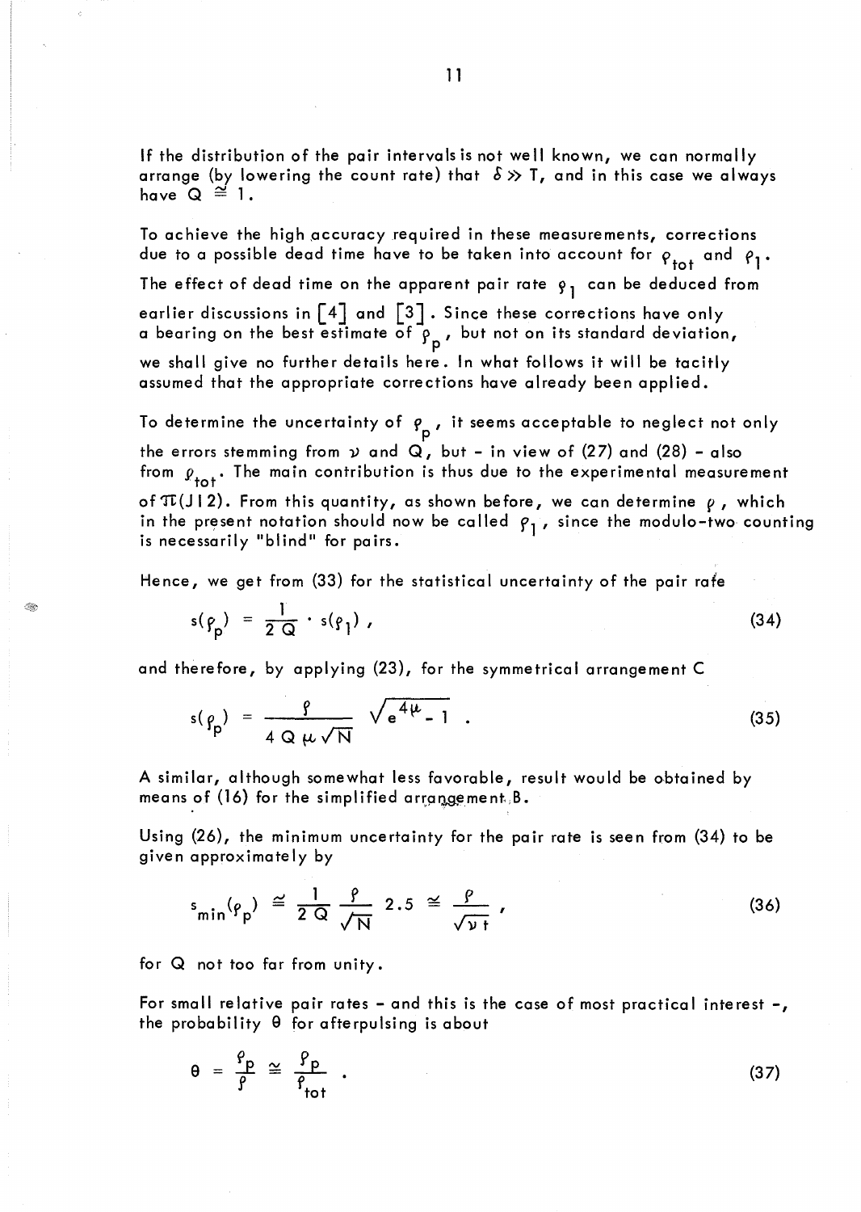If the distribution of the pair intervals is not well known, we can normally arrange (by lowering the count rate) that $\delta \gg T$, and in this case we always have $Q \cong 1$.

To achieve the high accuracy required in these measurements, corrections due to a possible dead time have to be taken into account for $\rho_{tot}$ and $\rho_1$. The effect of dead time on the apparent pair rate $\rho_1$ can be deduced from earlier discussions in [4] and [3]. Since these corrections have only a bearing on the best estimate of $\rho_p$, but not on its standard deviation, we shall give no further details here. In what follows it will be tacitly assumed that the appropriate corrections have already been applied.

To determine the uncertainty of $\rho_p$, it seems acceptable to neglect not only the errors stemming from $\nu$ and $Q$, but - in view of (27) and (28) - also from $\rho_{tot}$. The main contribution is thus due to the experimental measurement of $\Pi(J|2)$. From this quantity, as shown before, we can determine $\rho$, which in the present notation should now be called $\rho_1$, since the modulo-two counting is necessarily "blind" for pairs.

Hence, we get from (33) for the statistical uncertainty of the pair rate

$$s(\rho_p) = \frac{1}{2Q} \cdot s(\rho_1) , \tag{34}$$

and therefore, by applying (23), for the symmetrical arrangement C

$$s(\rho_p) = \frac{\rho}{4 Q \mu \sqrt{N}} \sqrt{e^{4\mu} - 1} . \tag{35}$$

A similar, although somewhat less favorable, result would be obtained by means of (16) for the simplified arrangement B.

Using (26), the minimum uncertainty for the pair rate is seen from (34) to be given approximately by

$$s_{min}(\rho_p) \cong \frac{1}{2Q} \frac{\rho}{\sqrt{N}} 2.5 \cong \frac{\rho}{\sqrt{\nu t}} , \tag{36}$$

for $Q$ not too far from unity.

For small relative pair rates - and this is the case of most practical interest -, the probability $\theta$ for afterpulsing is about

$$\theta = \frac{\rho_p}{\rho} \cong \frac{\rho_p}{\rho_{tot}} . \tag{37}$$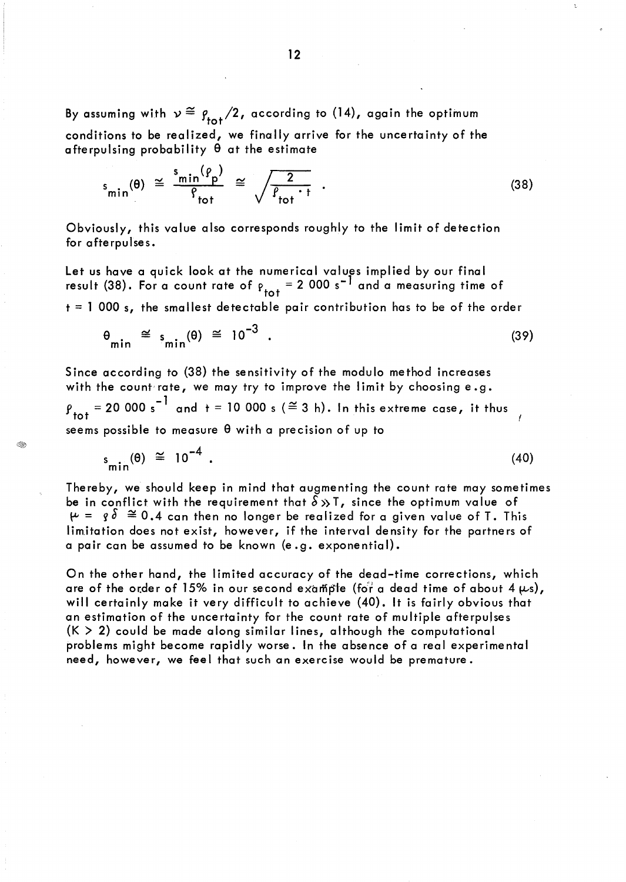By assuming with $\nu \cong \rho_{tot}/2$, according to (14), again the optimum conditions to be realized, we finally arrive for the uncertainty of the afterpulsing probability $\theta$ at the estimate

$$s_{min}(\theta) \cong \frac{s_{min}(\rho_p)}{\rho_{tot}} \cong \sqrt{\frac{2}{\rho_{tot} \cdot t}} \; . \tag{38}$$

Obviously, this value also corresponds roughly to the limit of detection for afterpulses.

Let us have a quick look at the numerical values implied by our final result (38). For a count rate of $\rho_{tot} = 2\,000\ s^{-1}$ and a measuring time of $t = 1\,000$ s, the smallest detectable pair contribution has to be of the order

$$\theta_{min} \cong s_{min}(\theta) \cong 10^{-3} \; . \tag{39}$$

Since according to (38) the sensitivity of the modulo method increases with the count rate, we may try to improve the limit by choosing e.g. $\rho_{tot} = 20\,000\ s^{-1}$ and $t = 10\,000$ s ($\cong 3$ h). In this extreme case, it thus seems possible to measure $\theta$ with a precision of up to

$$s_{min}(\theta) \cong 10^{-4} \; . \tag{40}$$

Thereby, we should keep in mind that augmenting the count rate may sometimes be in conflict with the requirement that $\delta \gg T$, since the optimum value of $\mu = \rho\delta \cong 0.4$ can then no longer be realized for a given value of T. This limitation does not exist, however, if the interval density for the partners of a pair can be assumed to be known (e.g. exponential).

On the other hand, the limited accuracy of the dead-time corrections, which are of the order of 15% in our second example (for a dead time of about 4 $\mu$s), will certainly make it very difficult to achieve (40). It is fairly obvious that an estimation of the uncertainty for the count rate of multiple afterpulses ($K > 2$) could be made along similar lines, although the computational problems might become rapidly worse. In the absence of a real experimental need, however, we feel that such an exercise would be premature.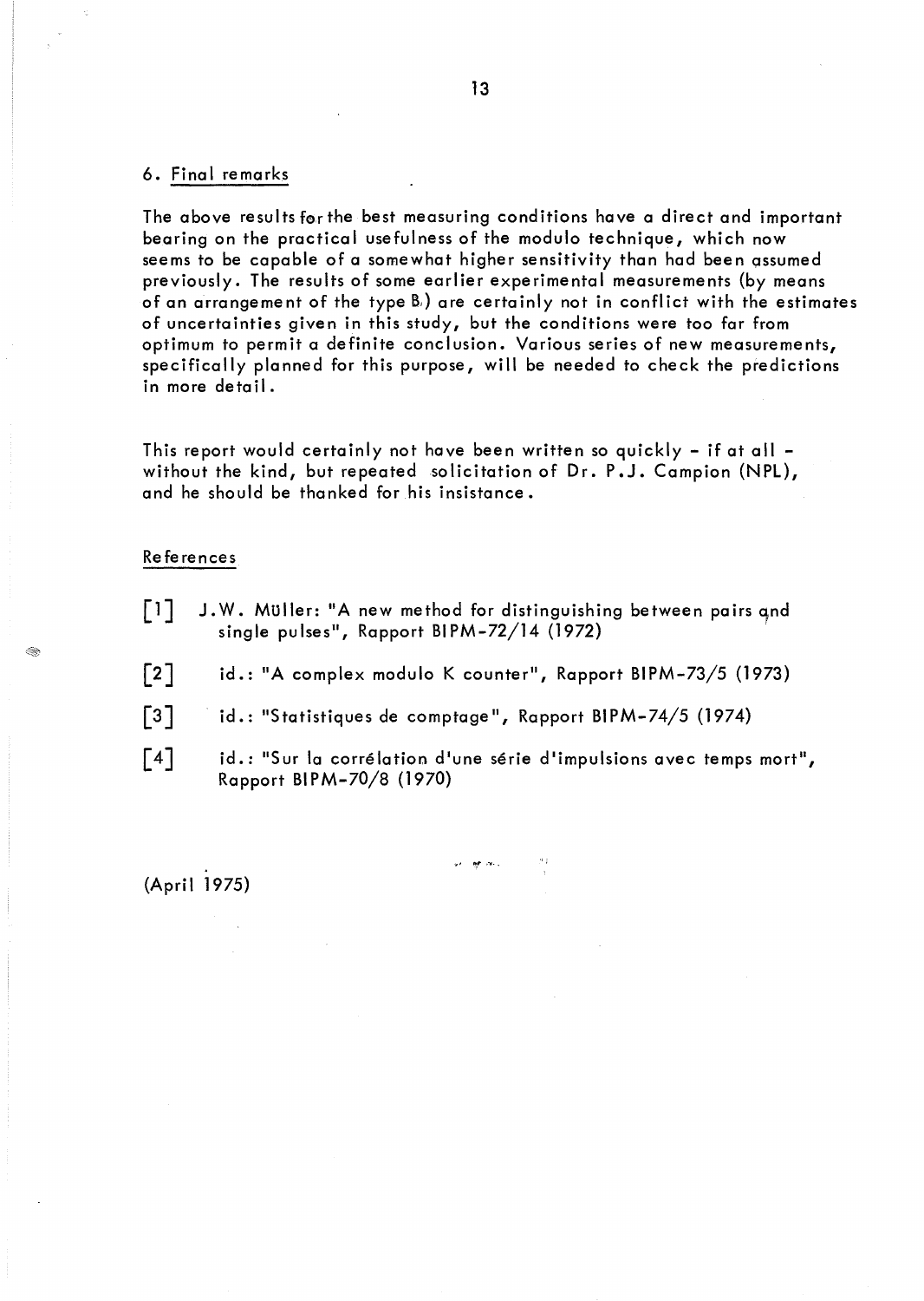## 6. Final remarks

The above results for the best measuring conditions have a direct and important bearing on the practical usefulness of the modulo technique, which now seems to be capable of a somewhat higher sensitivity than had been assumed previously. The results of some earlier experimental measurements (by means of an arrangement of the type B) are certainly not in conflict with the estimates of uncertainties given in this study, but the conditions were too far from optimum to permit a definite conclusion. Various series of new measurements, specifically planned for this purpose, will be needed to check the predictions in more detail.

This report would certainly not have been written so quickly - if at all - without the kind, but repeated solicitation of Dr. P.J. Campion (NPL), and he should be thanked for his insistance.

## References

[1] J.W. Müller: "A new method for distinguishing between pairs and single pulses", Rapport BIPM-72/14 (1972)

[2] id.: "A complex modulo K counter", Rapport BIPM-73/5 (1973)

[3] id.: "Statistiques de comptage", Rapport BIPM-74/5 (1974)

[4] id.: "Sur la corrélation d'une série d'impulsions avec temps mort", Rapport BIPM-70/8 (1970)

(April 1975)